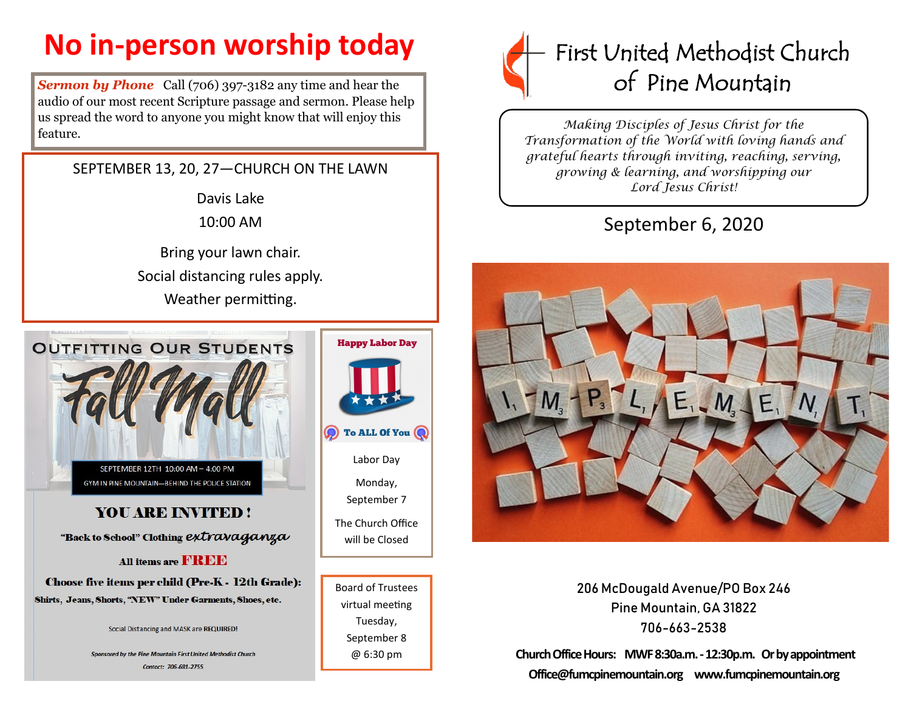# No in-person worship today

***Sermon by Phone*** Call (706) 397-3182 any time and hear the audio of our most recent Scripture passage and sermon. Please help us spread the word to anyone you might know that will enjoy this feature.

SEPTEMBER 13, 20, 27—CHURCH ON THE LAWN

Davis Lake

10:00 AM

Bring your lawn chair.

Social distancing rules apply.

Weather permitting.

OUTFITTING OUR STUDENTS

Fall Mall

SEPTEMBER 12TH 10:00 AM – 4:00 PM

GYM IN PINE MOUNTAIN—BEHIND THE POLICE STATION

**YOU ARE INVITED !**

**"Back to School" Clothing *extravaganza***

**All items are FREE**

**Choose five items per child (Pre-K - 12th Grade):**

**Shirts, Jeans, Shorts, "NEW" Under Garments, Shoes, etc.**

Social Distancing and MASK are REQUIRED!

*Sponsored by the Pine Mountain First United Methodist Church*

*Contact: 706-681-2755*

**Happy Labor Day**

**To ALL Of You**

Labor Day

Monday, September 7

The Church Office will be Closed

Board of Trustees virtual meeting

Tuesday, September 8

@ 6:30 pm

# First United Methodist Church of Pine Mountain

*Making Disciples of Jesus Christ for the Transformation of the World with loving hands and grateful hearts through inviting, reaching, serving, growing & learning, and worshipping our Lord Jesus Christ!*

## September 6, 2020

I M P L E M E N T

206 McDougald Avenue/PO Box 246

Pine Mountain, GA 31822

706-663-2538

**Church Office Hours: MWF 8:30a.m. - 12:30p.m. Or by appointment**

**Office@fumcpinemountain.org www.fumcpinemountain.org**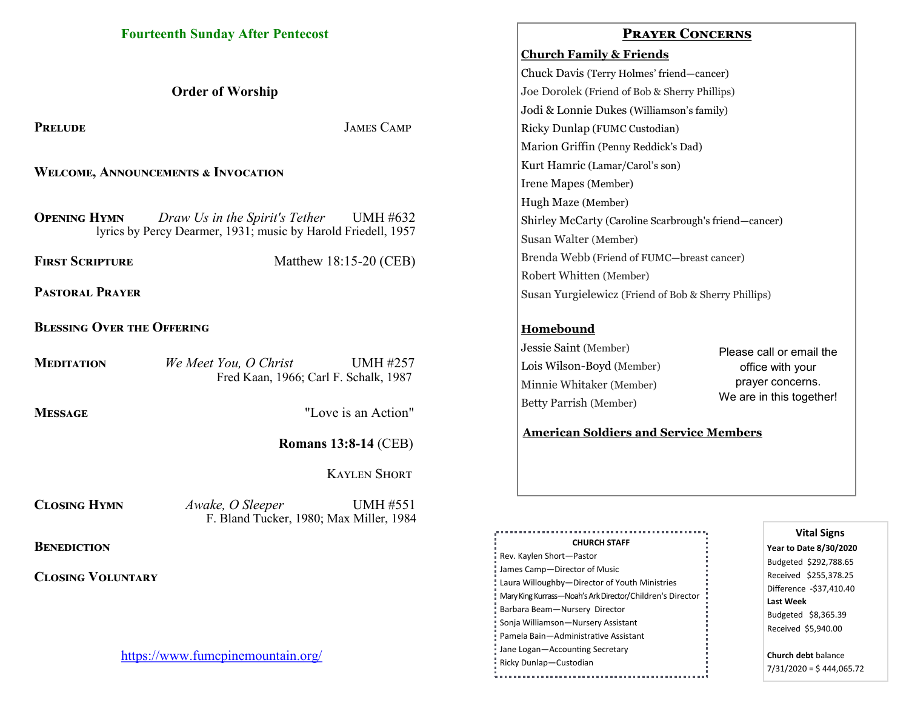**Fourteenth Sunday After Pentecost**

## Order of Worship

**PRELUDE** — JAMES CAMP

**WELCOME, ANNOUNCEMENTS & INVOCATION**

**OPENING HYMN** — *Draw Us in the Spirit's Tether* — UMH #632
lyrics by Percy Dearmer, 1931; music by Harold Friedell, 1957

**FIRST SCRIPTURE** — Matthew 18:15-20 (CEB)

**PASTORAL PRAYER**

**BLESSING OVER THE OFFERING**

**MEDITATION** — *We Meet You, O Christ* — UMH #257
Fred Kaan, 1966; Carl F. Schalk, 1987

**MESSAGE** — "Love is an Action"

**Romans 13:8-14** (CEB)

KAYLEN SHORT

**CLOSING HYMN** — *Awake, O Sleeper* — UMH #551
F. Bland Tucker, 1980; Max Miller, 1984

**BENEDICTION**

**CLOSING VOLUNTARY**

https://www.fumcpinemountain.org/

## PRAYER CONCERNS

### Church Family & Friends

Chuck Davis (Terry Holmes' friend—cancer)
Joe Dorolek (Friend of Bob & Sherry Phillips)
Jodi & Lonnie Dukes (Williamson's family)
Ricky Dunlap (FUMC Custodian)
Marion Griffin (Penny Reddick's Dad)
Kurt Hamric (Lamar/Carol's son)
Irene Mapes (Member)
Hugh Maze (Member)
Shirley McCarty (Caroline Scarbrough's friend—cancer)
Susan Walter (Member)
Brenda Webb (Friend of FUMC—breast cancer)
Robert Whitten (Member)
Susan Yurgielewicz (Friend of Bob & Sherry Phillips)

### Homebound

Jessie Saint (Member)
Lois Wilson-Boyd (Member)
Minnie Whitaker (Member)
Betty Parrish (Member)

Please call or email the office with your prayer concerns. We are in this together!

### American Soldiers and Service Members

**CHURCH STAFF**

Rev. Kaylen Short—Pastor
James Camp—Director of Music
Laura Willoughby—Director of Youth Ministries
Mary King Kurrass—Noah's Ark Director/Children's Director
Barbara Beam—Nursery Director
Sonja Williamson—Nursery Assistant
Pamela Bain—Administrative Assistant
Jane Logan—Accounting Secretary
Ricky Dunlap—Custodian

**Vital Signs**

**Year to Date 8/30/2020**
Budgeted $292,788.65
Received $255,378.25
Difference -$37,410.40

**Last Week**
Budgeted $8,365.39
Received $5,940.00

**Church debt** balance 7/31/2020 = $ 444,065.72